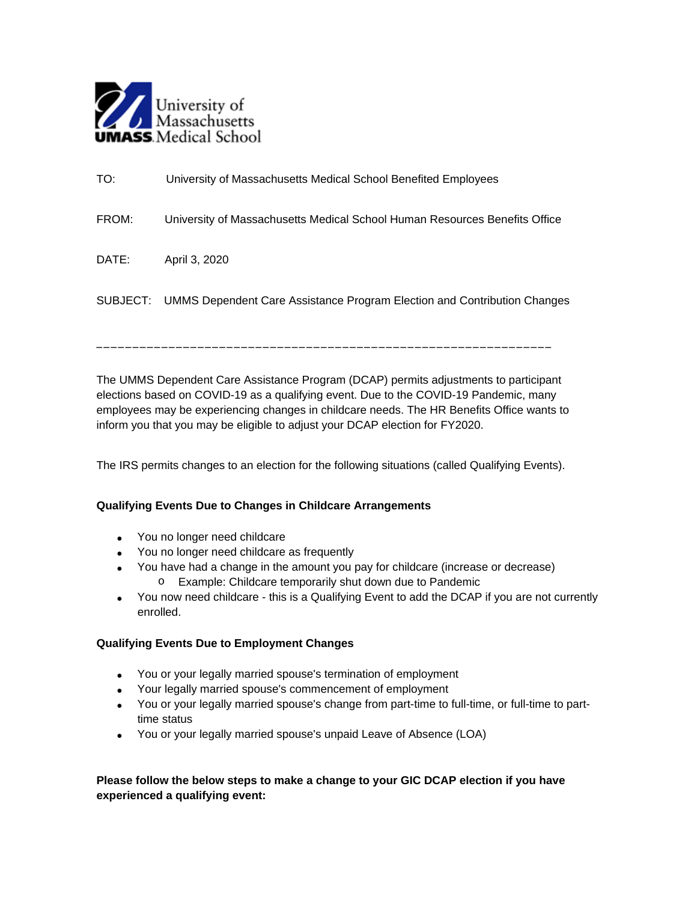University of Massachusetts
UMASS Medical School

TO: University of Massachusetts Medical School Benefited Employees

FROM: University of Massachusetts Medical School Human Resources Benefits Office

DATE: April 3, 2020

SUBJECT: UMMS Dependent Care Assistance Program Election and Contribution Changes

---

The UMMS Dependent Care Assistance Program (DCAP) permits adjustments to participant elections based on COVID-19 as a qualifying event. Due to the COVID-19 Pandemic, many employees may be experiencing changes in childcare needs. The HR Benefits Office wants to inform you that you may be eligible to adjust your DCAP election for FY2020.

The IRS permits changes to an election for the following situations (called Qualifying Events).

**Qualifying Events Due to Changes in Childcare Arrangements**

- You no longer need childcare
- You no longer need childcare as frequently
- You have had a change in the amount you pay for childcare (increase or decrease)
  - Example: Childcare temporarily shut down due to Pandemic
- You now need childcare - this is a Qualifying Event to add the DCAP if you are not currently enrolled.

**Qualifying Events Due to Employment Changes**

- You or your legally married spouse's termination of employment
- Your legally married spouse's commencement of employment
- You or your legally married spouse's change from part-time to full-time, or full-time to part-time status
- You or your legally married spouse's unpaid Leave of Absence (LOA)

**Please follow the below steps to make a change to your GIC DCAP election if you have experienced a qualifying event:**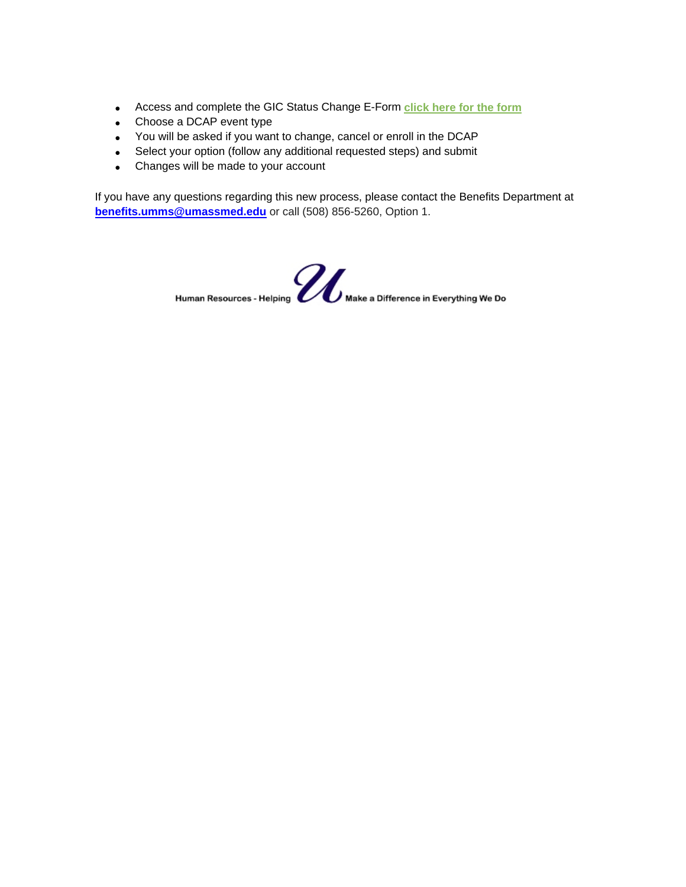- Access and complete the GIC Status Change E-Form **click here for the form**
- Choose a DCAP event type
- You will be asked if you want to change, cancel or enroll in the DCAP
- Select your option (follow any additional requested steps) and submit
- Changes will be made to your account

If you have any questions regarding this new process, please contact the Benefits Department at **benefits.umms@umassmed.edu** or call (508) 856-5260, Option 1.

Human Resources - Helping U Make a Difference in Everything We Do